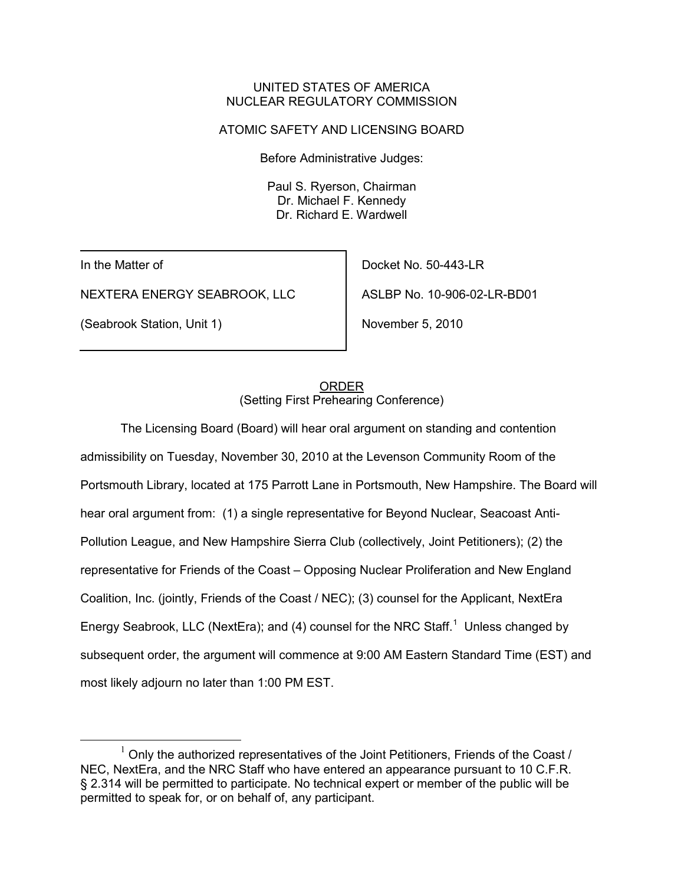UNITED STATES OF AMERICA
NUCLEAR REGULATORY COMMISSION

ATOMIC SAFETY AND LICENSING BOARD

Before Administrative Judges:

Paul S. Ryerson, Chairman
Dr. Michael F. Kennedy
Dr. Richard E. Wardwell

| In the Matter of | Docket No. 50-443-LR |
|---|---|
| NEXTERA ENERGY SEABROOK, LLC | ASLBP No. 10-906-02-LR-BD01 |
| (Seabrook Station, Unit 1) | November 5, 2010 |

ORDER
(Setting First Prehearing Conference)

The Licensing Board (Board) will hear oral argument on standing and contention admissibility on Tuesday, November 30, 2010 at the Levenson Community Room of the Portsmouth Library, located at 175 Parrott Lane in Portsmouth, New Hampshire. The Board will hear oral argument from: (1) a single representative for Beyond Nuclear, Seacoast Anti-Pollution League, and New Hampshire Sierra Club (collectively, Joint Petitioners); (2) the representative for Friends of the Coast – Opposing Nuclear Proliferation and New England Coalition, Inc. (jointly, Friends of the Coast / NEC); (3) counsel for the Applicant, NextEra Energy Seabrook, LLC (NextEra); and (4) counsel for the NRC Staff.[1] Unless changed by subsequent order, the argument will commence at 9:00 AM Eastern Standard Time (EST) and most likely adjourn no later than 1:00 PM EST.

[1] Only the authorized representatives of the Joint Petitioners, Friends of the Coast / NEC, NextEra, and the NRC Staff who have entered an appearance pursuant to 10 C.F.R. § 2.314 will be permitted to participate. No technical expert or member of the public will be permitted to speak for, or on behalf of, any participant.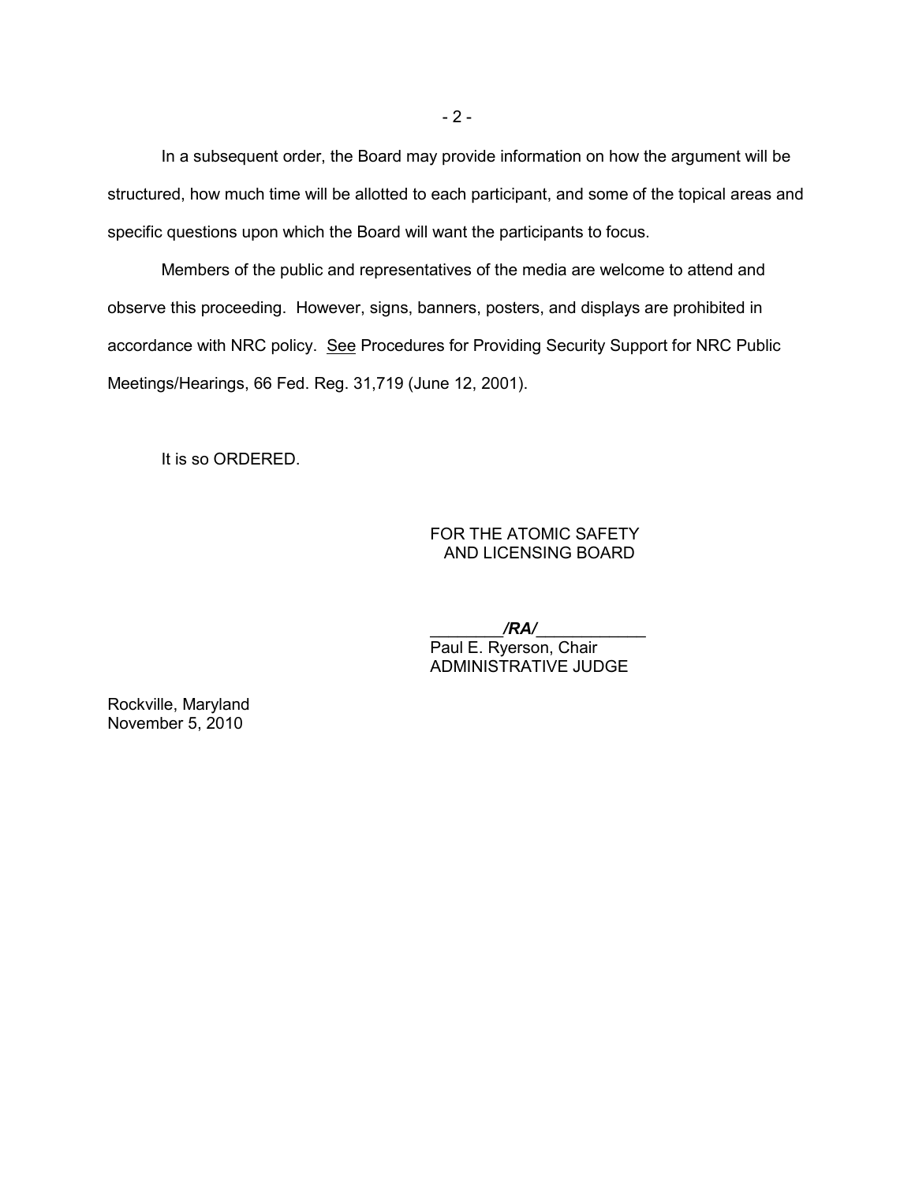In a subsequent order, the Board may provide information on how the argument will be structured, how much time will be allotted to each participant, and some of the topical areas and specific questions upon which the Board will want the participants to focus.

Members of the public and representatives of the media are welcome to attend and observe this proceeding. However, signs, banners, posters, and displays are prohibited in accordance with NRC policy. See Procedures for Providing Security Support for NRC Public Meetings/Hearings, 66 Fed. Reg. 31,719 (June 12, 2001).

It is so ORDERED.

FOR THE ATOMIC SAFETY
AND LICENSING BOARD

________***/RA/***____________
Paul E. Ryerson, Chair
ADMINISTRATIVE JUDGE

Rockville, Maryland
November 5, 2010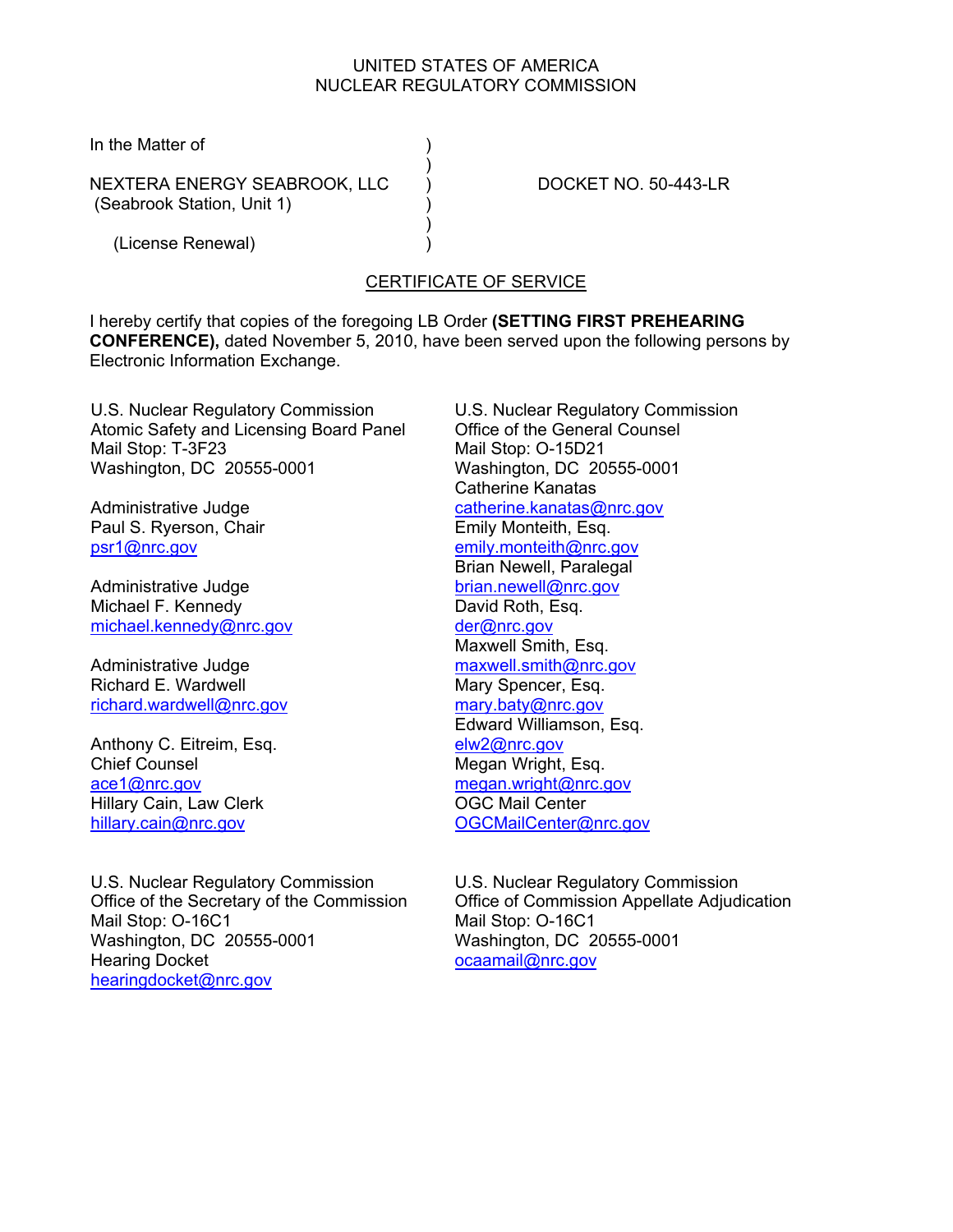UNITED STATES OF AMERICA
NUCLEAR REGULATORY COMMISSION

In the Matter of )
)
NEXTERA ENERGY SEABROOK, LLC ) DOCKET NO. 50-443-LR
(Seabrook Station, Unit 1) )
)
(License Renewal) )

## CERTIFICATE OF SERVICE

I hereby certify that copies of the foregoing LB Order **(SETTING FIRST PREHEARING CONFERENCE),** dated November 5, 2010, have been served upon the following persons by Electronic Information Exchange.

U.S. Nuclear Regulatory Commission
Atomic Safety and Licensing Board Panel
Mail Stop: T-3F23
Washington, DC 20555-0001

Administrative Judge
Paul S. Ryerson, Chair
psr1@nrc.gov

Administrative Judge
Michael F. Kennedy
michael.kennedy@nrc.gov

Administrative Judge
Richard E. Wardwell
richard.wardwell@nrc.gov

Anthony C. Eitreim, Esq.
Chief Counsel
ace1@nrc.gov
Hillary Cain, Law Clerk
hillary.cain@nrc.gov

U.S. Nuclear Regulatory Commission
Office of the General Counsel
Mail Stop: O-15D21
Washington, DC 20555-0001
Catherine Kanatas
catherine.kanatas@nrc.gov
Emily Monteith, Esq.
emily.monteith@nrc.gov
Brian Newell, Paralegal
brian.newell@nrc.gov
David Roth, Esq.
der@nrc.gov
Maxwell Smith, Esq.
maxwell.smith@nrc.gov
Mary Spencer, Esq.
mary.baty@nrc.gov
Edward Williamson, Esq.
elw2@nrc.gov
Megan Wright, Esq.
megan.wright@nrc.gov
OGC Mail Center
OGCMailCenter@nrc.gov

U.S. Nuclear Regulatory Commission
Office of the Secretary of the Commission
Mail Stop: O-16C1
Washington, DC 20555-0001
Hearing Docket
hearingdocket@nrc.gov

U.S. Nuclear Regulatory Commission
Office of Commission Appellate Adjudication
Mail Stop: O-16C1
Washington, DC 20555-0001
ocaamail@nrc.gov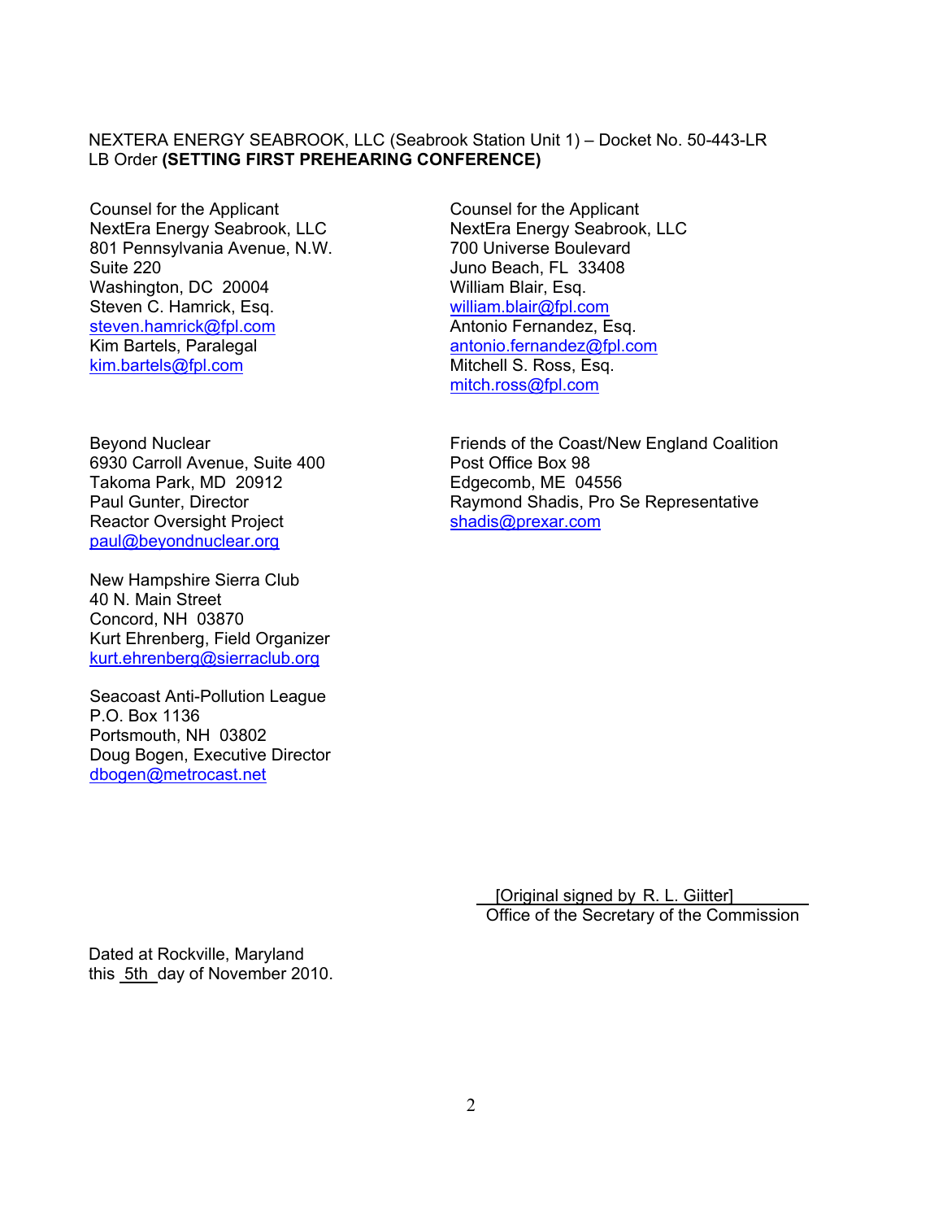NEXTERA ENERGY SEABROOK, LLC (Seabrook Station Unit 1) – Docket No. 50-443-LR
LB Order **(SETTING FIRST PREHEARING CONFERENCE)**

Counsel for the Applicant
NextEra Energy Seabrook, LLC
801 Pennsylvania Avenue, N.W.
Suite 220
Washington, DC 20004
Steven C. Hamrick, Esq.
steven.hamrick@fpl.com
Kim Bartels, Paralegal
kim.bartels@fpl.com

Counsel for the Applicant
NextEra Energy Seabrook, LLC
700 Universe Boulevard
Juno Beach, FL 33408
William Blair, Esq.
william.blair@fpl.com
Antonio Fernandez, Esq.
antonio.fernandez@fpl.com
Mitchell S. Ross, Esq.
mitch.ross@fpl.com

Beyond Nuclear
6930 Carroll Avenue, Suite 400
Takoma Park, MD 20912
Paul Gunter, Director
Reactor Oversight Project
paul@beyondnuclear.org

Friends of the Coast/New England Coalition
Post Office Box 98
Edgecomb, ME 04556
Raymond Shadis, Pro Se Representative
shadis@prexar.com

New Hampshire Sierra Club
40 N. Main Street
Concord, NH 03870
Kurt Ehrenberg, Field Organizer
kurt.ehrenberg@sierraclub.org

Seacoast Anti-Pollution League
P.O. Box 1136
Portsmouth, NH 03802
Doug Bogen, Executive Director
dbogen@metrocast.net

[Original signed by R. L. Giitter]
Office of the Secretary of the Commission

Dated at Rockville, Maryland
this 5th day of November 2010.